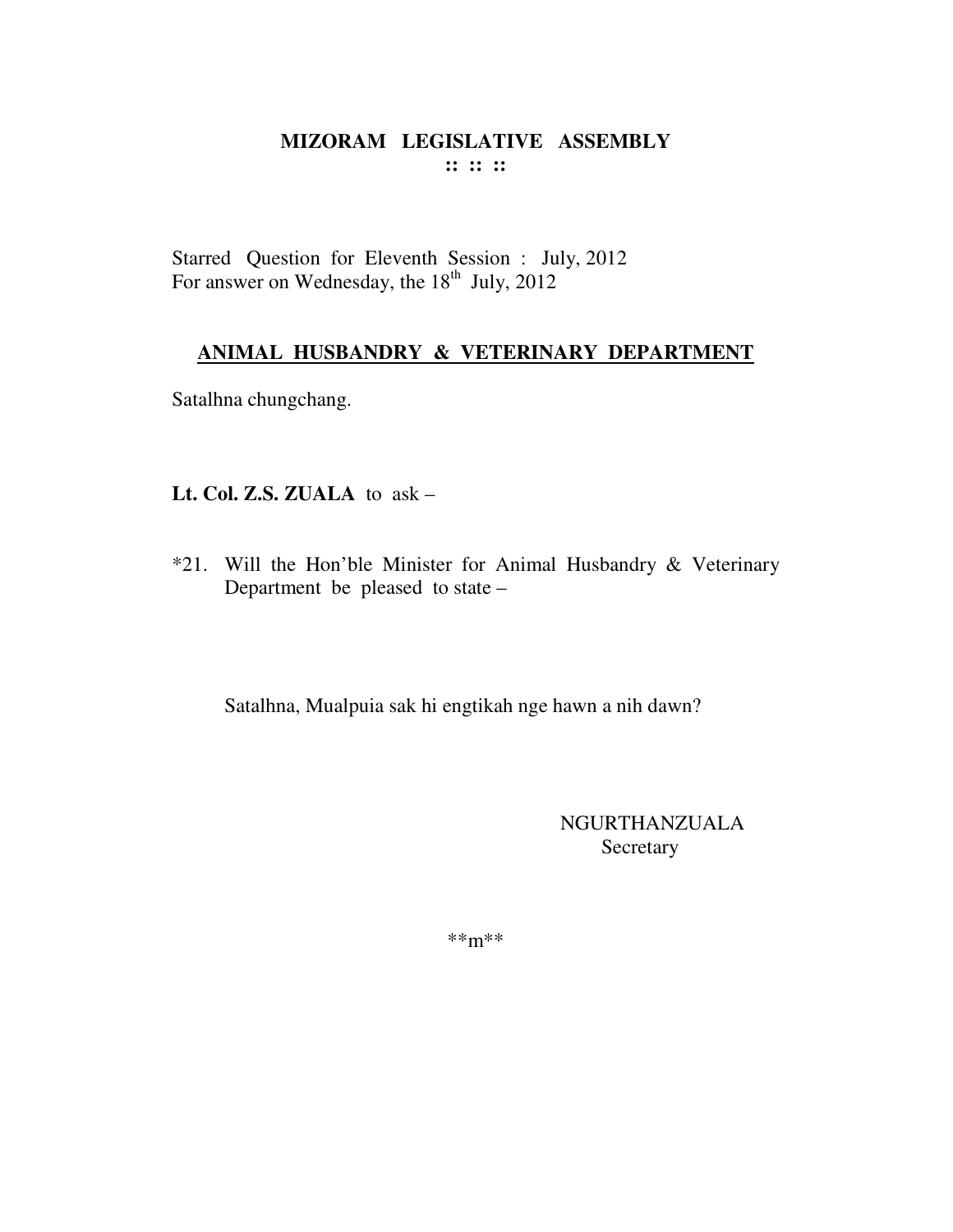# MIZORAM LEGISLATIVE ASSEMBLY

:: :: ::

Starred Question for Eleventh Session : July, 2012
For answer on Wednesday, the 18th July, 2012

## ANIMAL HUSBANDRY & VETERINARY DEPARTMENT

Satalhna chungchang.

**Lt. Col. Z.S. ZUALA** to ask –

*21. Will the Hon'ble Minister for Animal Husbandry & Veterinary Department be pleased to state –

Satalhna, Mualpuia sak hi engtikah nge hawn a nih dawn?

NGURTHANZUALA
Secretary

**m**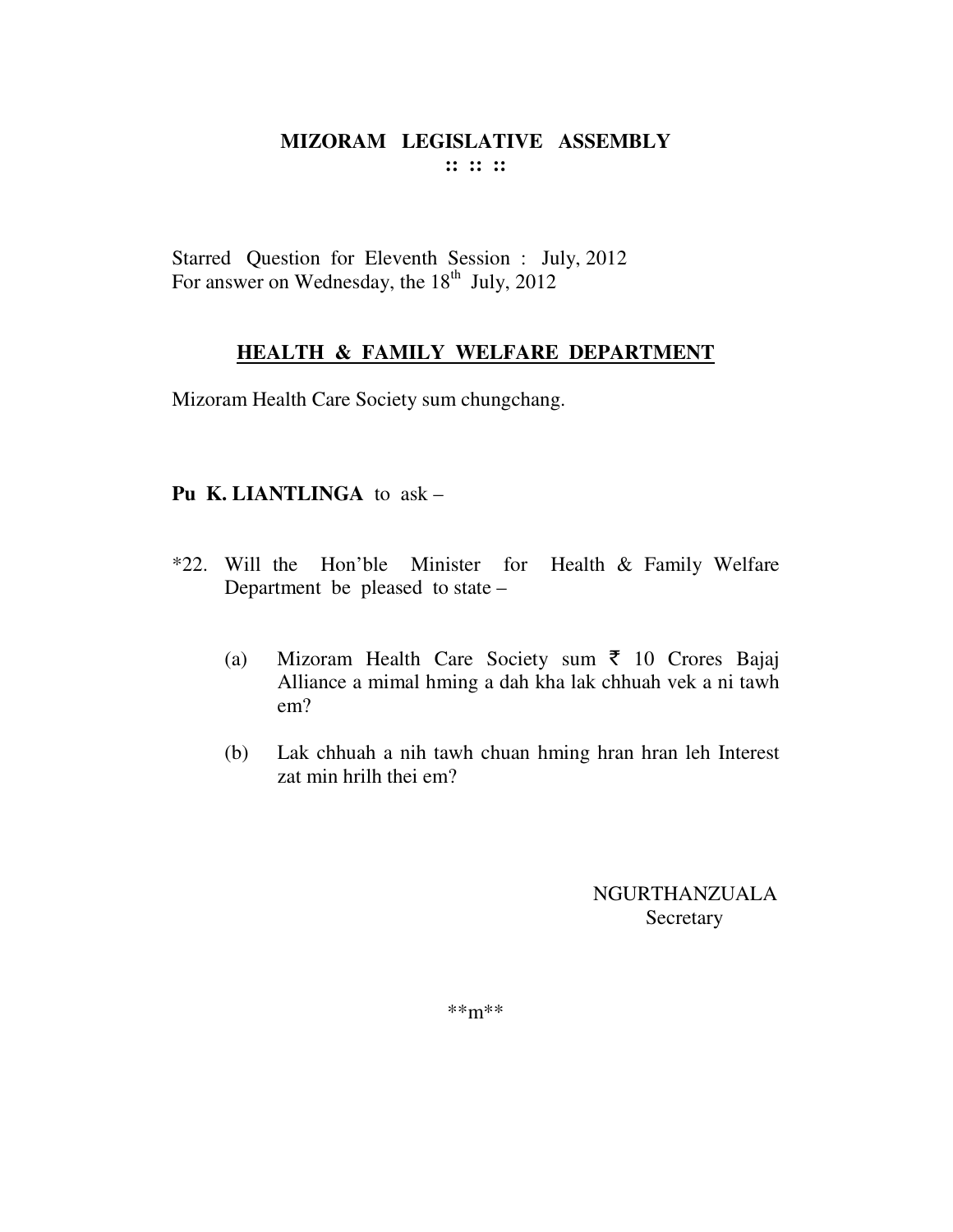# MIZORAM LEGISLATIVE ASSEMBLY

:: :: ::

Starred Question for Eleventh Session : July, 2012
For answer on Wednesday, the 18th July, 2012

## HEALTH & FAMILY WELFARE DEPARTMENT

Mizoram Health Care Society sum chungchang.

**Pu K. LIANTLINGA** to ask –

*22. Will the Hon'ble Minister for Health & Family Welfare Department be pleased to state –

(a) Mizoram Health Care Society sum ₹ 10 Crores Bajaj Alliance a mimal hming a dah kha lak chhuah vek a ni tawh em?

(b) Lak chhuah a nih tawh chuan hming hran hran leh Interest zat min hrilh thei em?

NGURTHANZUALA
Secretary

**m**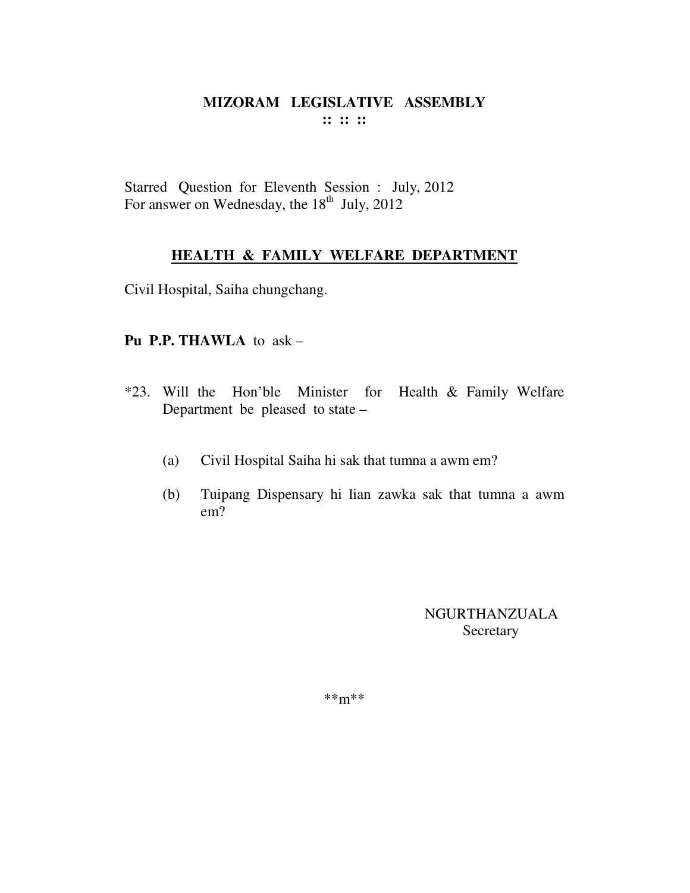**MIZORAM LEGISLATIVE ASSEMBLY**
**:: :: ::**

Starred Question for Eleventh Session : July, 2012
For answer on Wednesday, the 18th July, 2012

## HEALTH & FAMILY WELFARE DEPARTMENT

Civil Hospital, Saiha chungchang.

**Pu P.P. THAWLA** to ask –

*23. Will the Hon'ble Minister for Health & Family Welfare Department be pleased to state –

(a) Civil Hospital Saiha hi sak that tumna a awm em?

(b) Tuipang Dispensary hi lian zawka sak that tumna a awm em?

NGURTHANZUALA
Secretary

**m**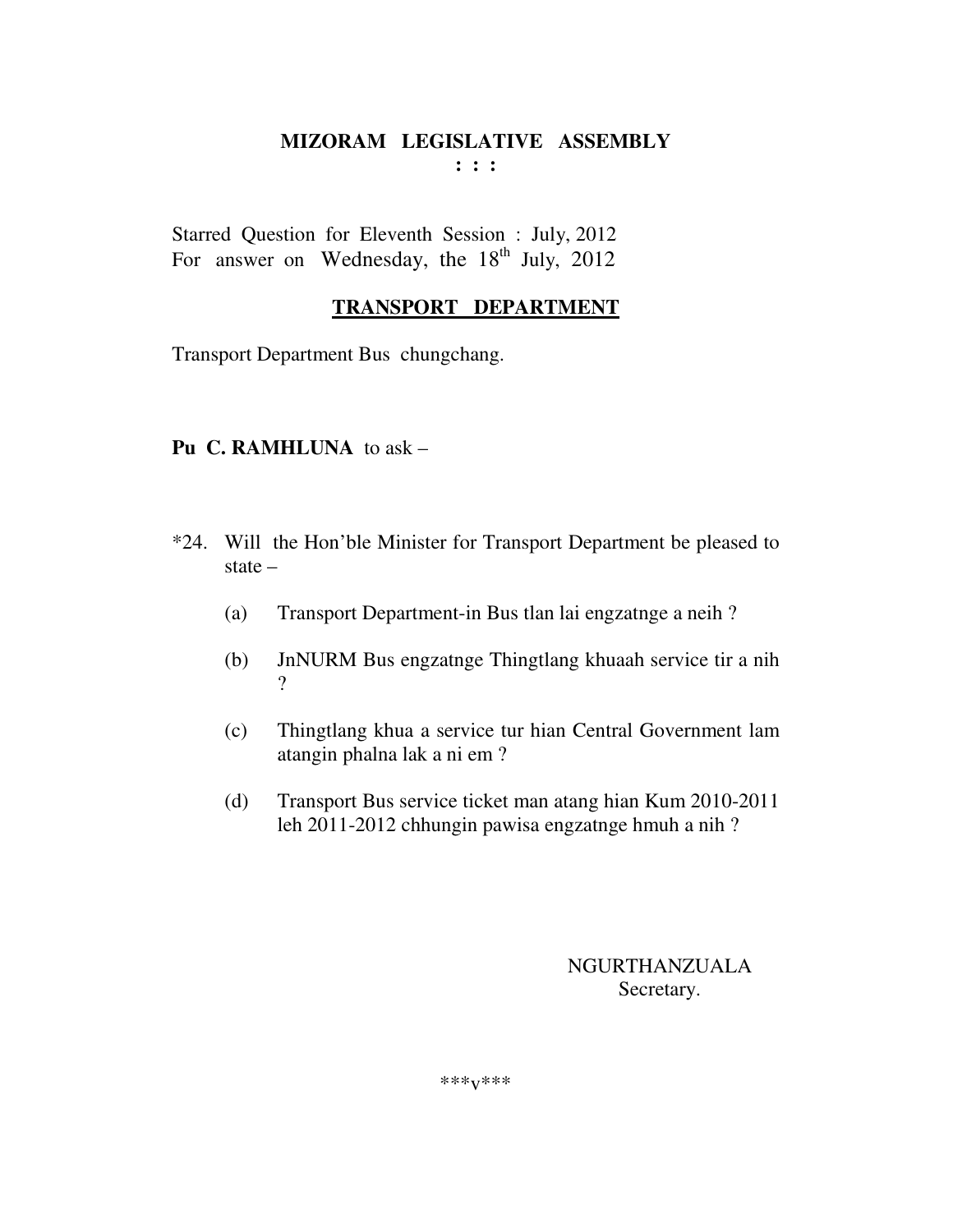# MIZORAM LEGISLATIVE ASSEMBLY
**: : :**

Starred Question for Eleventh Session : July, 2012
For answer on Wednesday, the 18th July, 2012

## TRANSPORT DEPARTMENT

Transport Department Bus chungchang.

**Pu C. RAMHLUNA** to ask –

*24. Will the Hon'ble Minister for Transport Department be pleased to state –

(a) Transport Department-in Bus tlan lai engzatnge a neih ?

(b) JnNURM Bus engzatnge Thingtlang khuaah service tir a nih ?

(c) Thingtlang khua a service tur hian Central Government lam atangin phalna lak a ni em ?

(d) Transport Bus service ticket man atang hian Kum 2010-2011 leh 2011-2012 chhungin pawisa engzatnge hmuh a nih ?

NGURTHANZUALA
Secretary.

***v***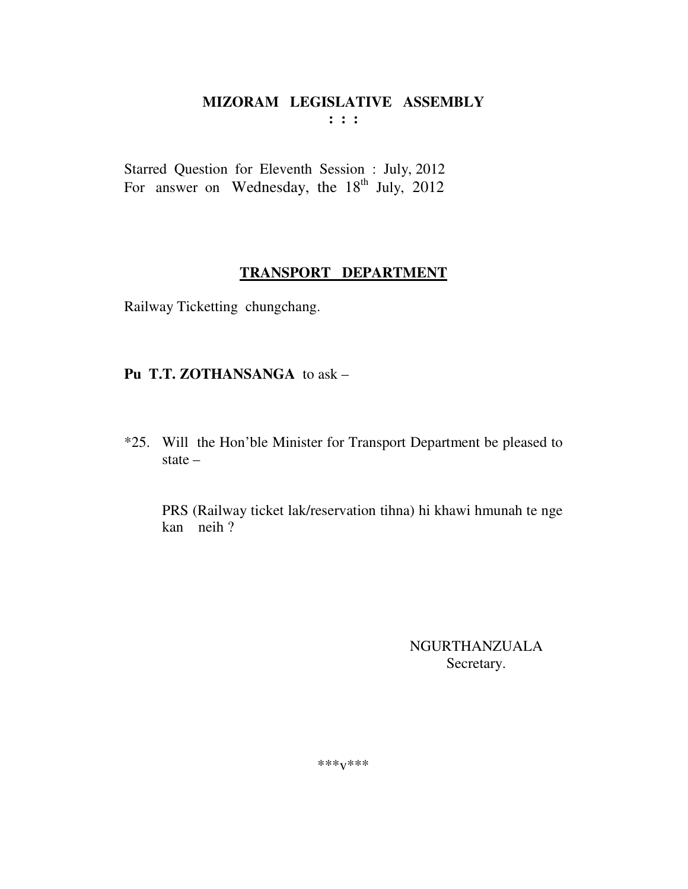# MIZORAM LEGISLATIVE ASSEMBLY

**: : :**

Starred Question for Eleventh Session : July, 2012
For answer on Wednesday, the 18th July, 2012

## TRANSPORT DEPARTMENT

Railway Ticketting chungchang.

**Pu T.T. ZOTHANSANGA** to ask –

*25. Will the Hon'ble Minister for Transport Department be pleased to state –

PRS (Railway ticket lak/reservation tihna) hi khawi hmunah te nge kan neih ?

NGURTHANZUALA
Secretary.

***v***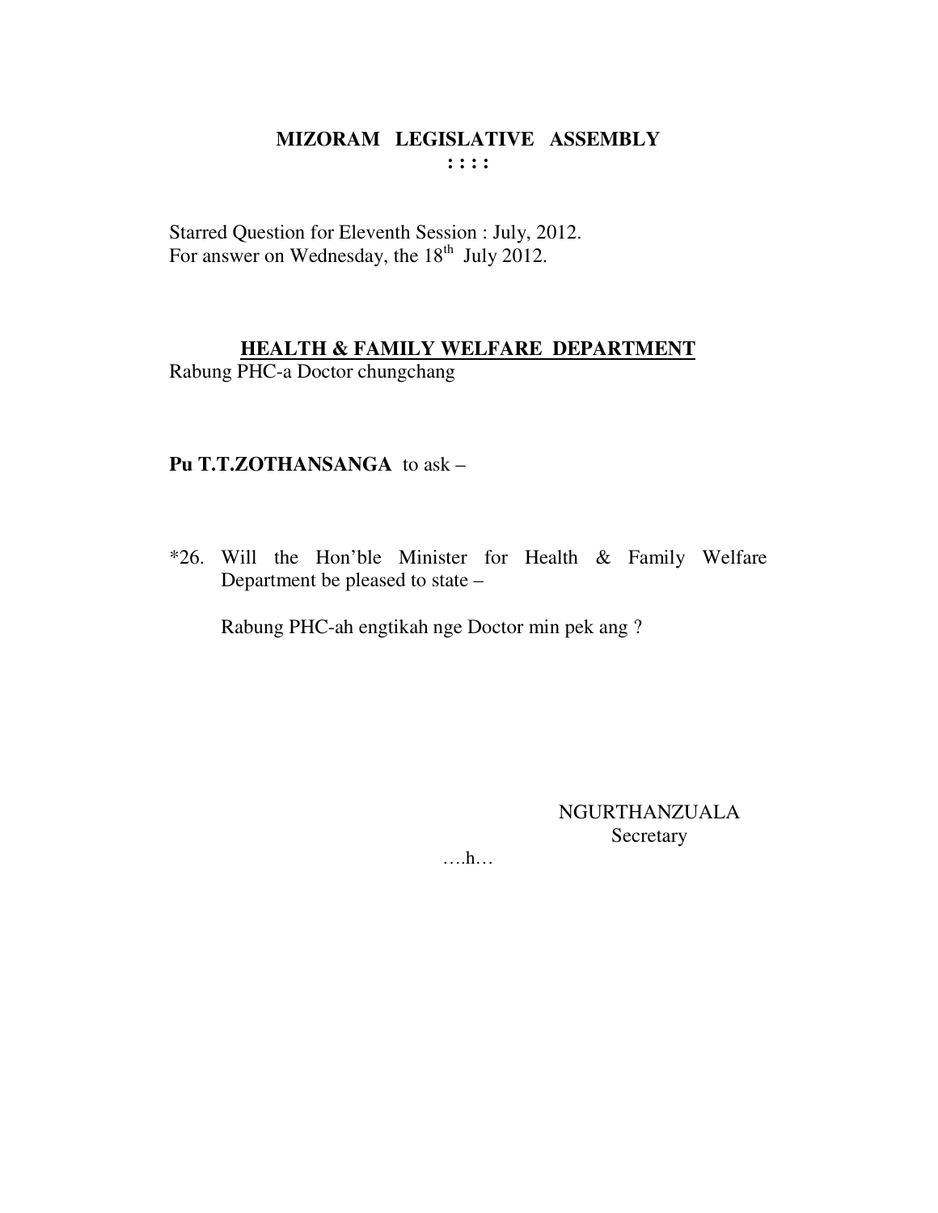# MIZORAM LEGISLATIVE ASSEMBLY

**: : : :**

Starred Question for Eleventh Session : July, 2012.
For answer on Wednesday, the 18th July 2012.

## HEALTH & FAMILY WELFARE DEPARTMENT

Rabung PHC-a Doctor chungchang

**Pu T.T.ZOTHANSANGA** to ask –

*26. Will the Hon'ble Minister for Health & Family Welfare Department be pleased to state –

Rabung PHC-ah engtikah nge Doctor min pek ang ?

NGURTHANZUALA
Secretary

….h…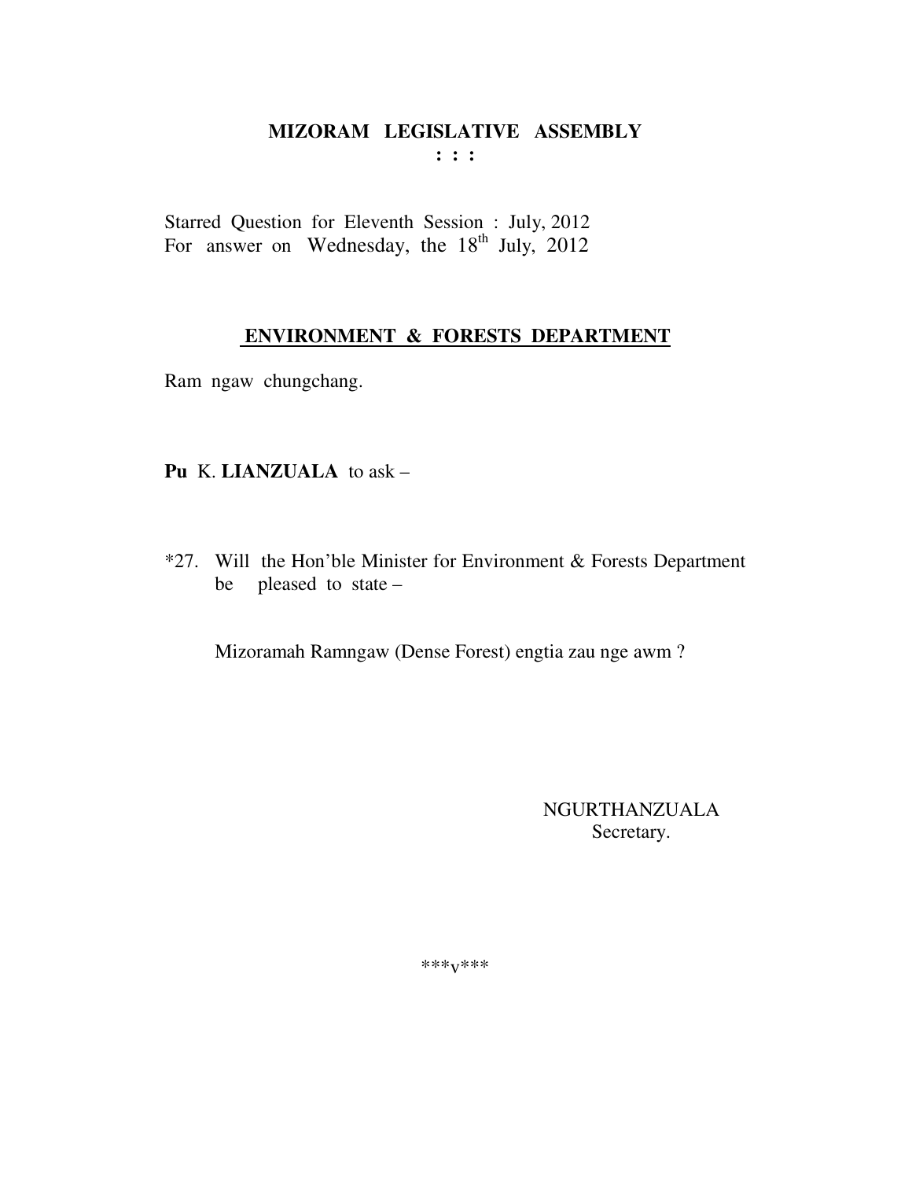**MIZORAM LEGISLATIVE ASSEMBLY**
**: : :**

Starred Question for Eleventh Session : July, 2012
For answer on Wednesday, the 18th July, 2012

**ENVIRONMENT & FORESTS DEPARTMENT**

Ram ngaw chungchang.

**Pu** K. **LIANZUALA** to ask –

*27. Will the Hon'ble Minister for Environment & Forests Department be pleased to state –

Mizoramah Ramngaw (Dense Forest) engtia zau nge awm ?

NGURTHANZUALA
Secretary.

***v***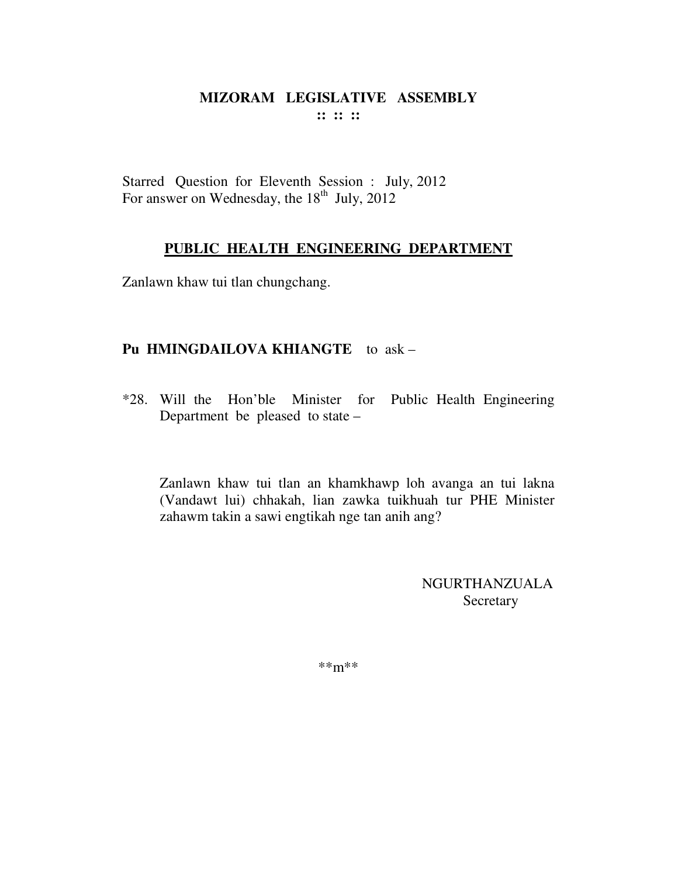# MIZORAM LEGISLATIVE ASSEMBLY
**:: :: ::**

Starred Question for Eleventh Session : July, 2012
For answer on Wednesday, the 18th July, 2012

## PUBLIC HEALTH ENGINEERING DEPARTMENT

Zanlawn khaw tui tlan chungchang.

**Pu HMINGDAILOVA KHIANGTE** to ask –

*28. Will the Hon'ble Minister for Public Health Engineering Department be pleased to state –

Zanlawn khaw tui tlan an khamkhawp loh avanga an tui lakna (Vandawt lui) chhakah, lian zawka tuikhuah tur PHE Minister zahawm takin a sawi engtikah nge tan anih ang?

NGURTHANZUALA
Secretary

**m**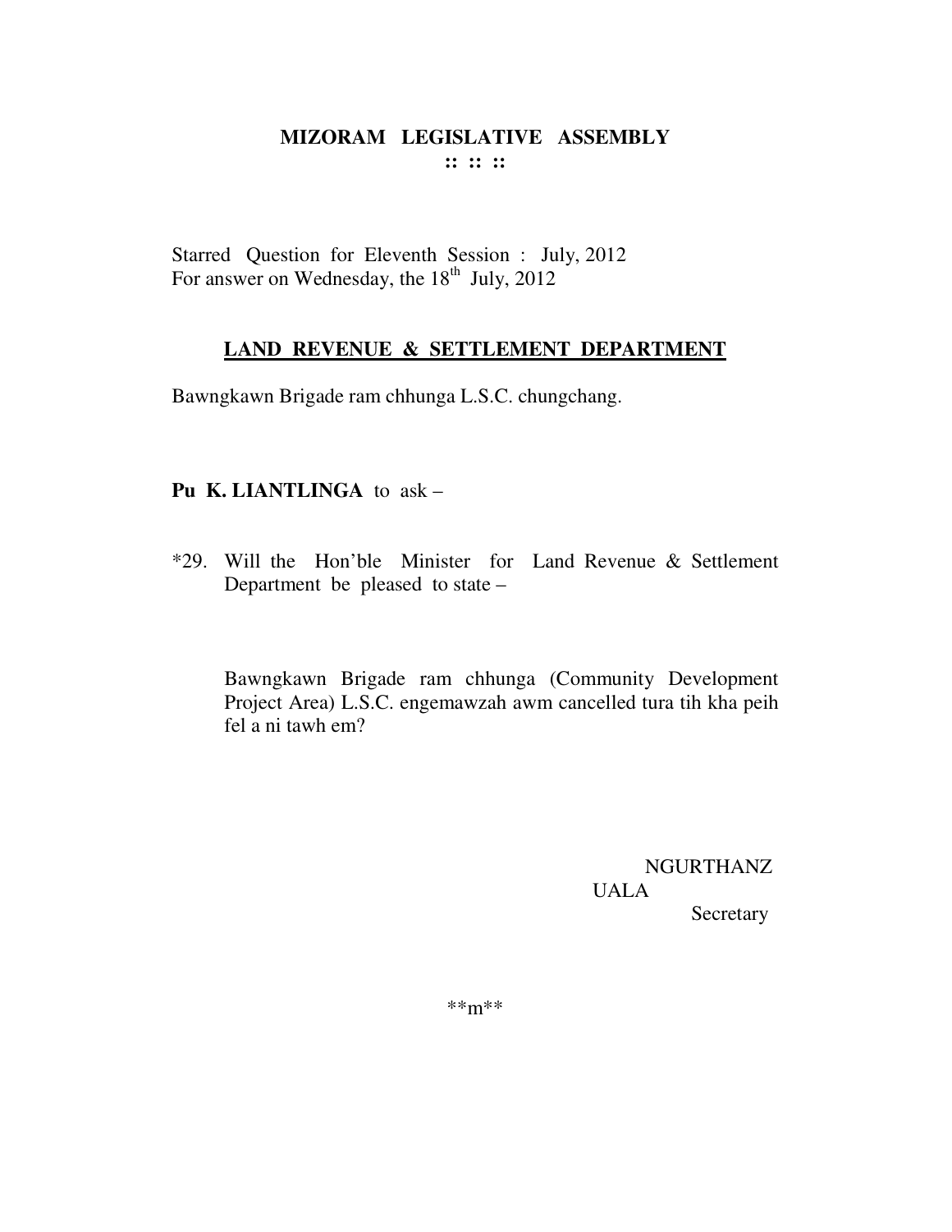# MIZORAM LEGISLATIVE ASSEMBLY

**:: :: ::**

Starred Question for Eleventh Session : July, 2012
For answer on Wednesday, the 18th July, 2012

## LAND REVENUE & SETTLEMENT DEPARTMENT

Bawngkawn Brigade ram chhunga L.S.C. chungchang.

**Pu K. LIANTLINGA** to ask –

*29. Will the Hon'ble Minister for Land Revenue & Settlement Department be pleased to state –

Bawngkawn Brigade ram chhunga (Community Development Project Area) L.S.C. engemawzah awm cancelled tura tih kha peih fel a ni tawh em?

NGURTHANZ
UALA
Secretary

**m**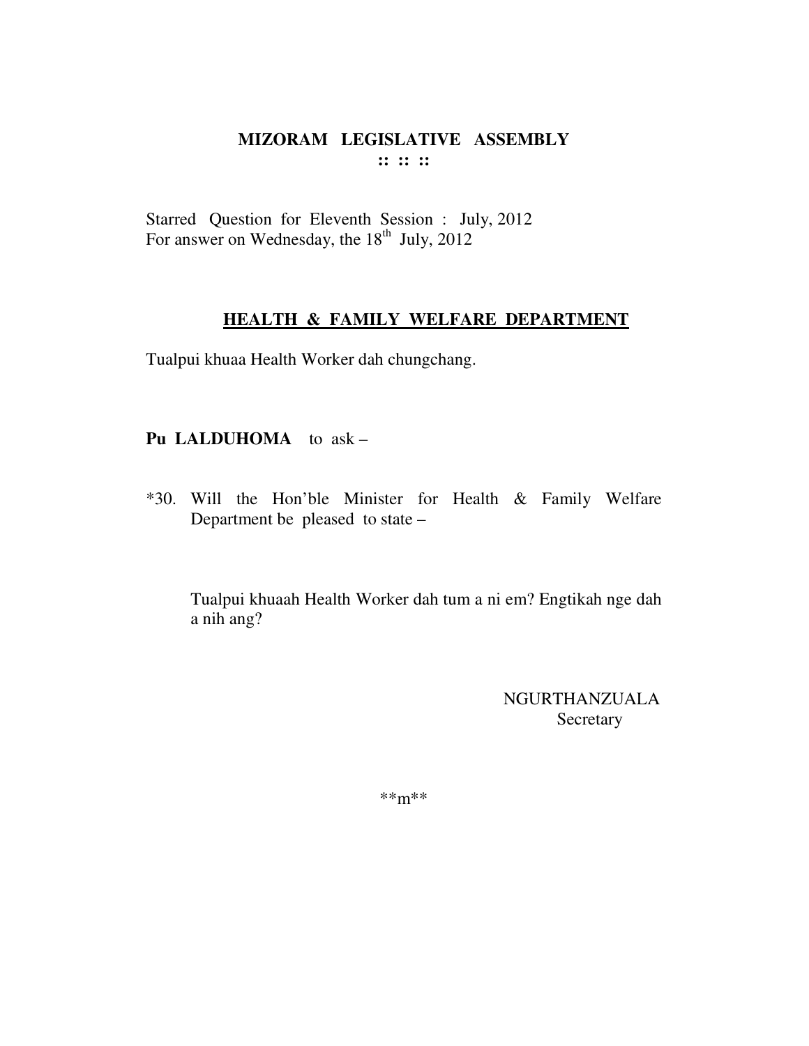# MIZORAM LEGISLATIVE ASSEMBLY

:: :: ::

Starred Question for Eleventh Session : July, 2012
For answer on Wednesday, the 18th July, 2012

## HEALTH & FAMILY WELFARE DEPARTMENT

Tualpui khuaa Health Worker dah chungchang.

**Pu LALDUHOMA** to ask –

*30. Will the Hon'ble Minister for Health & Family Welfare Department be pleased to state –

Tualpui khuaah Health Worker dah tum a ni em? Engtikah nge dah a nih ang?

NGURTHANZUALA
Secretary

**m**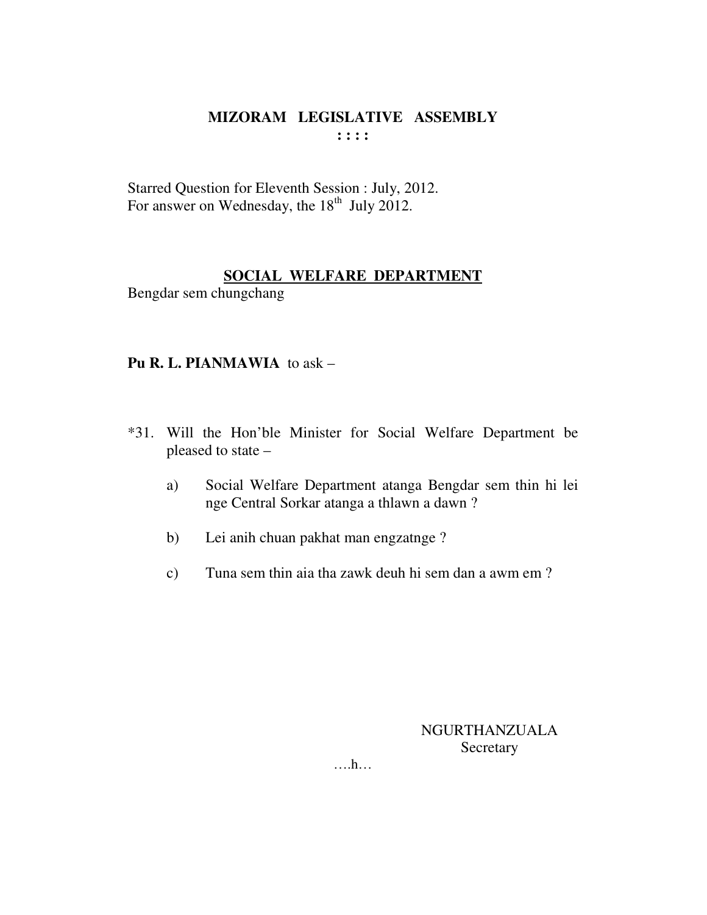# MIZORAM LEGISLATIVE ASSEMBLY

: : : :

Starred Question for Eleventh Session : July, 2012.
For answer on Wednesday, the 18th July 2012.

## SOCIAL WELFARE DEPARTMENT

Bengdar sem chungchang

**Pu R. L. PIANMAWIA** to ask –

*31. Will the Hon'ble Minister for Social Welfare Department be pleased to state –

a) Social Welfare Department atanga Bengdar sem thin hi lei nge Central Sorkar atanga a thlawn a dawn ?

b) Lei anih chuan pakhat man engzatnge ?

c) Tuna sem thin aia tha zawk deuh hi sem dan a awm em ?

NGURTHANZUALA
Secretary

….h…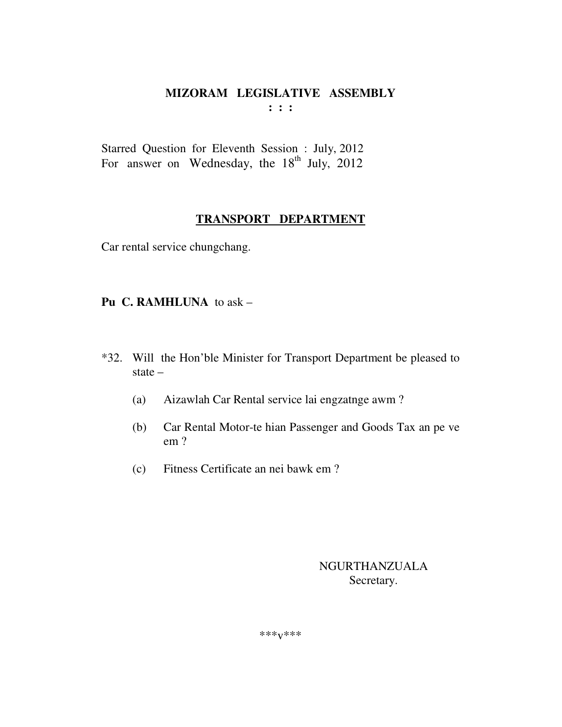**MIZORAM LEGISLATIVE ASSEMBLY**
**: : :**

Starred Question for Eleventh Session : July, 2012
For answer on Wednesday, the 18th July, 2012

**TRANSPORT DEPARTMENT**

Car rental service chungchang.

**Pu C. RAMHLUNA** to ask –

*32. Will the Hon'ble Minister for Transport Department be pleased to state –

(a) Aizawlah Car Rental service lai engzatnge awm ?

(b) Car Rental Motor-te hian Passenger and Goods Tax an pe ve em ?

(c) Fitness Certificate an nei bawk em ?

NGURTHANZUALA
Secretary.

***v***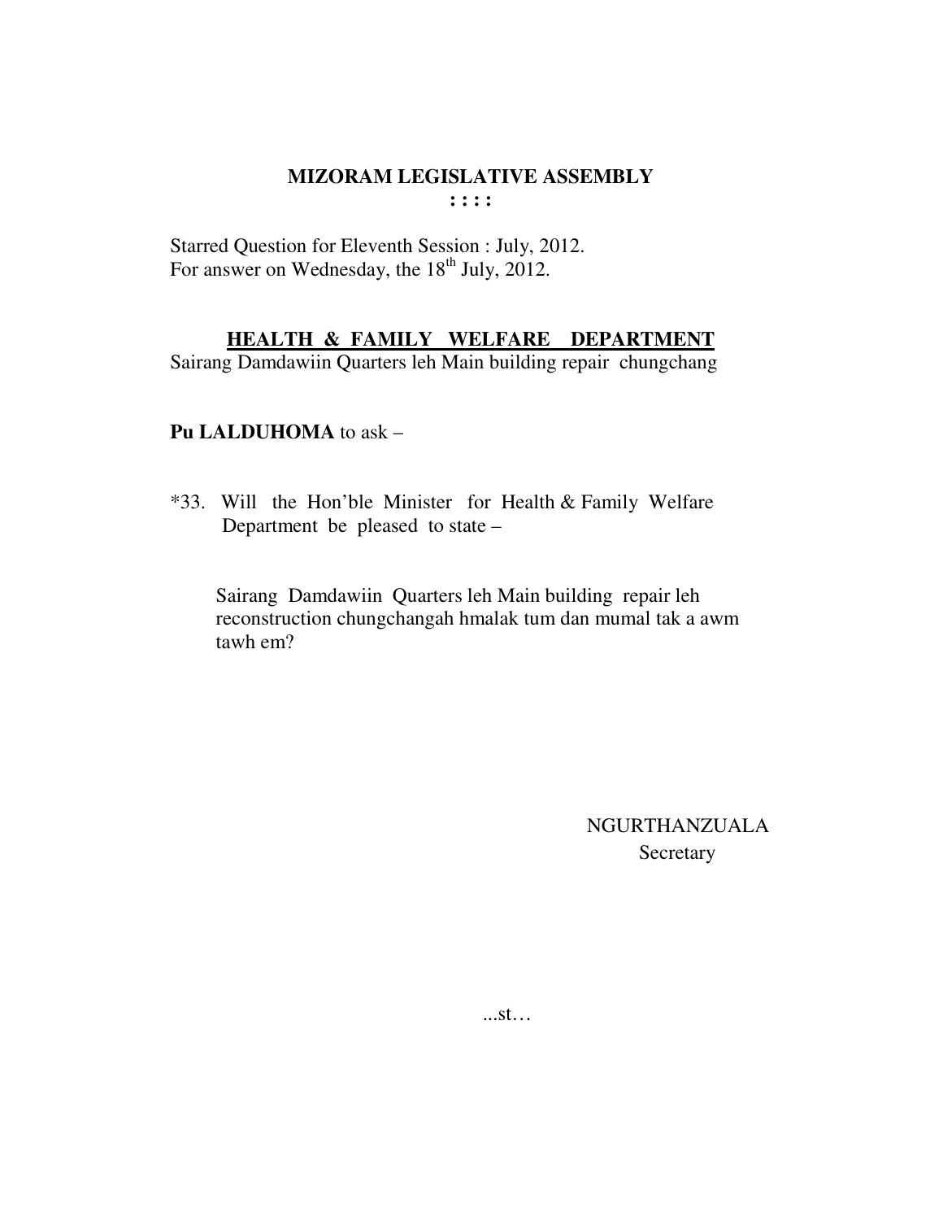**MIZORAM LEGISLATIVE ASSEMBLY**
**: : : :**

Starred Question for Eleventh Session : July, 2012.
For answer on Wednesday, the 18th July, 2012.

**HEALTH & FAMILY WELFARE DEPARTMENT**

Sairang Damdawiin Quarters leh Main building repair chungchang

**Pu LALDUHOMA** to ask –

*33. Will the Hon'ble Minister for Health & Family Welfare Department be pleased to state –

Sairang Damdawiin Quarters leh Main building repair leh reconstruction chungchangah hmalak tum dan mumal tak a awm tawh em?

NGURTHANZUALA
Secretary

...st…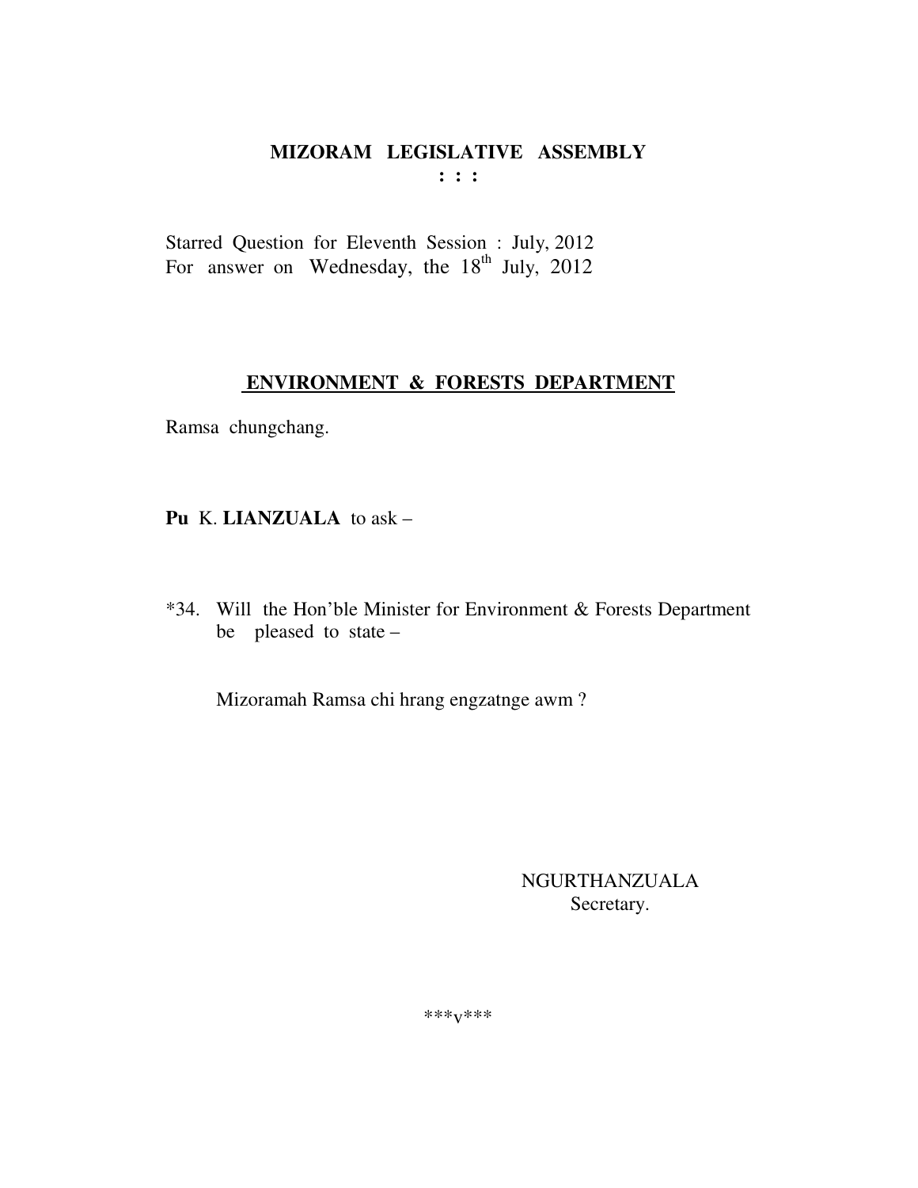# MIZORAM LEGISLATIVE ASSEMBLY

**: : :**

Starred Question for Eleventh Session : July, 2012
For answer on Wednesday, the 18th July, 2012

## ENVIRONMENT & FORESTS DEPARTMENT

Ramsa chungchang.

**Pu** K. **LIANZUALA** to ask –

*34. Will the Hon'ble Minister for Environment & Forests Department be pleased to state –

Mizoramah Ramsa chi hrang engzatnge awm ?

NGURTHANZUALA
Secretary.

***v***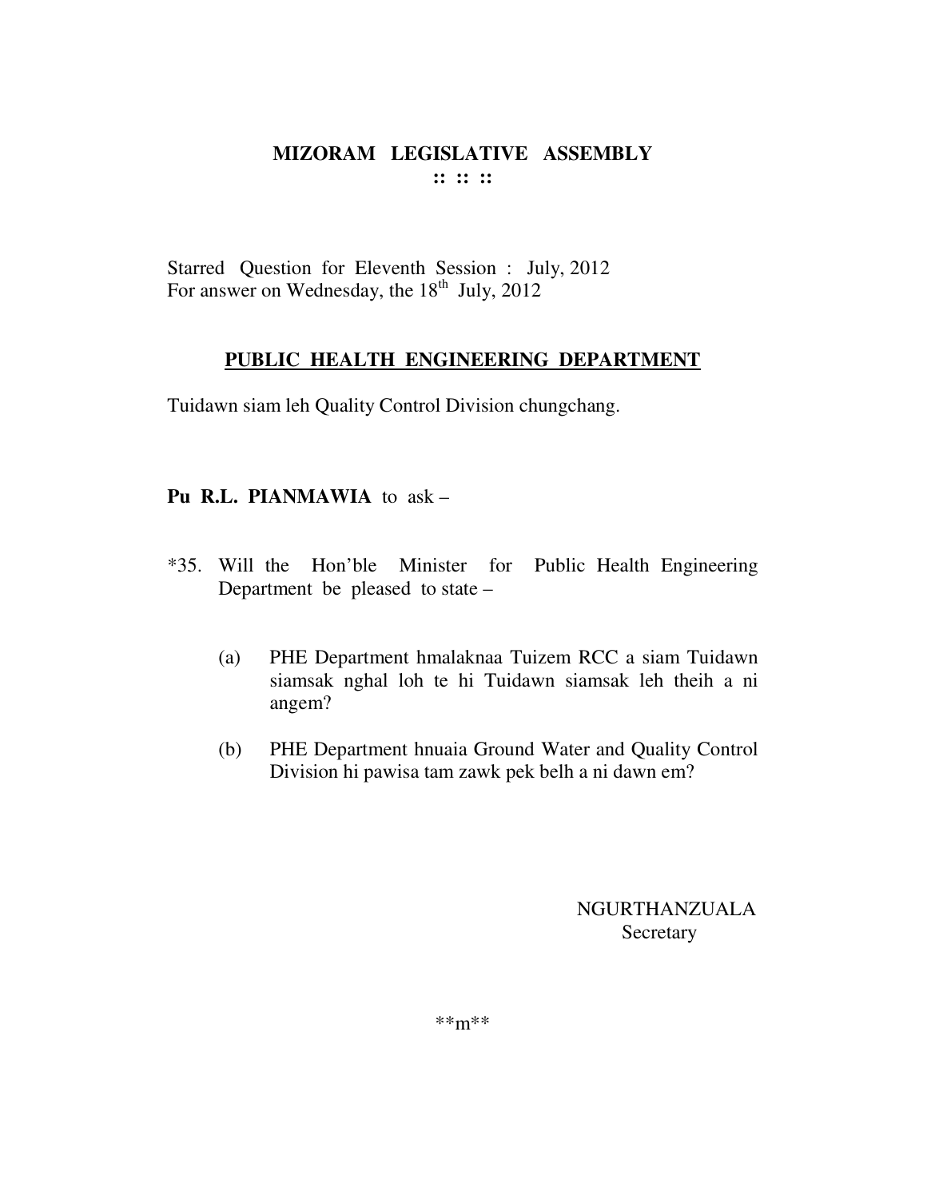# MIZORAM LEGISLATIVE ASSEMBLY

**:: :: ::**

Starred Question for Eleventh Session : July, 2012
For answer on Wednesday, the 18th July, 2012

## PUBLIC HEALTH ENGINEERING DEPARTMENT

Tuidawn siam leh Quality Control Division chungchang.

**Pu R.L. PIANMAWIA** to ask –

*35. Will the Hon'ble Minister for Public Health Engineering Department be pleased to state –

(a) PHE Department hmalaknaa Tuizem RCC a siam Tuidawn siamsak nghal loh te hi Tuidawn siamsak leh theih a ni angem?

(b) PHE Department hnuaia Ground Water and Quality Control Division hi pawisa tam zawk pek belh a ni dawn em?

NGURTHANZUALA
Secretary

**m**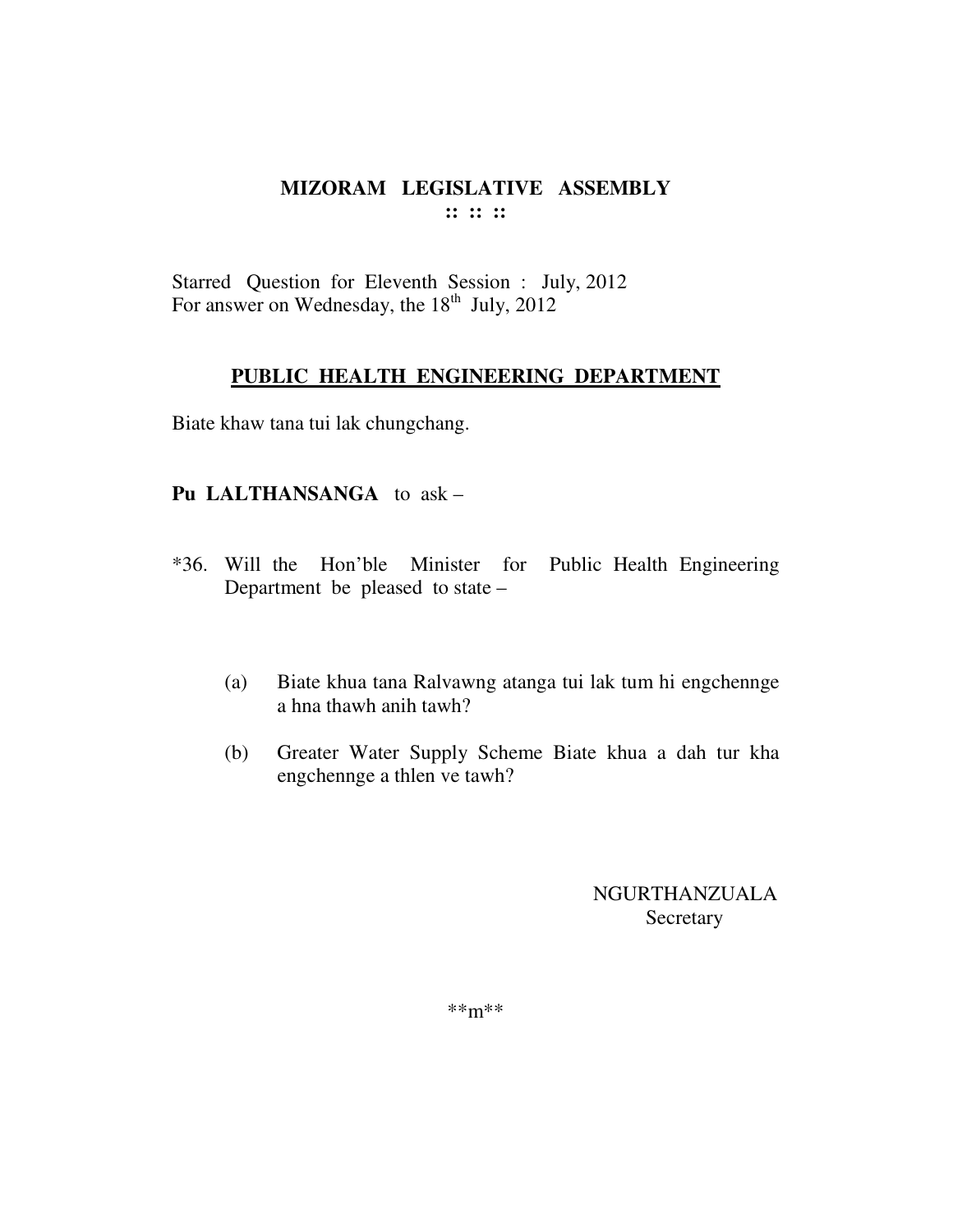# MIZORAM LEGISLATIVE ASSEMBLY

**:: :: ::**

Starred Question for Eleventh Session : July, 2012
For answer on Wednesday, the 18th July, 2012

## PUBLIC HEALTH ENGINEERING DEPARTMENT

Biate khaw tana tui lak chungchang.

**Pu LALTHANSANGA** to ask –

*36. Will the Hon'ble Minister for Public Health Engineering Department be pleased to state –

(a) Biate khua tana Ralvawng atanga tui lak tum hi engchennge a hna thawh anih tawh?

(b) Greater Water Supply Scheme Biate khua a dah tur kha engchennge a thlen ve tawh?

NGURTHANZUALA
Secretary

**m**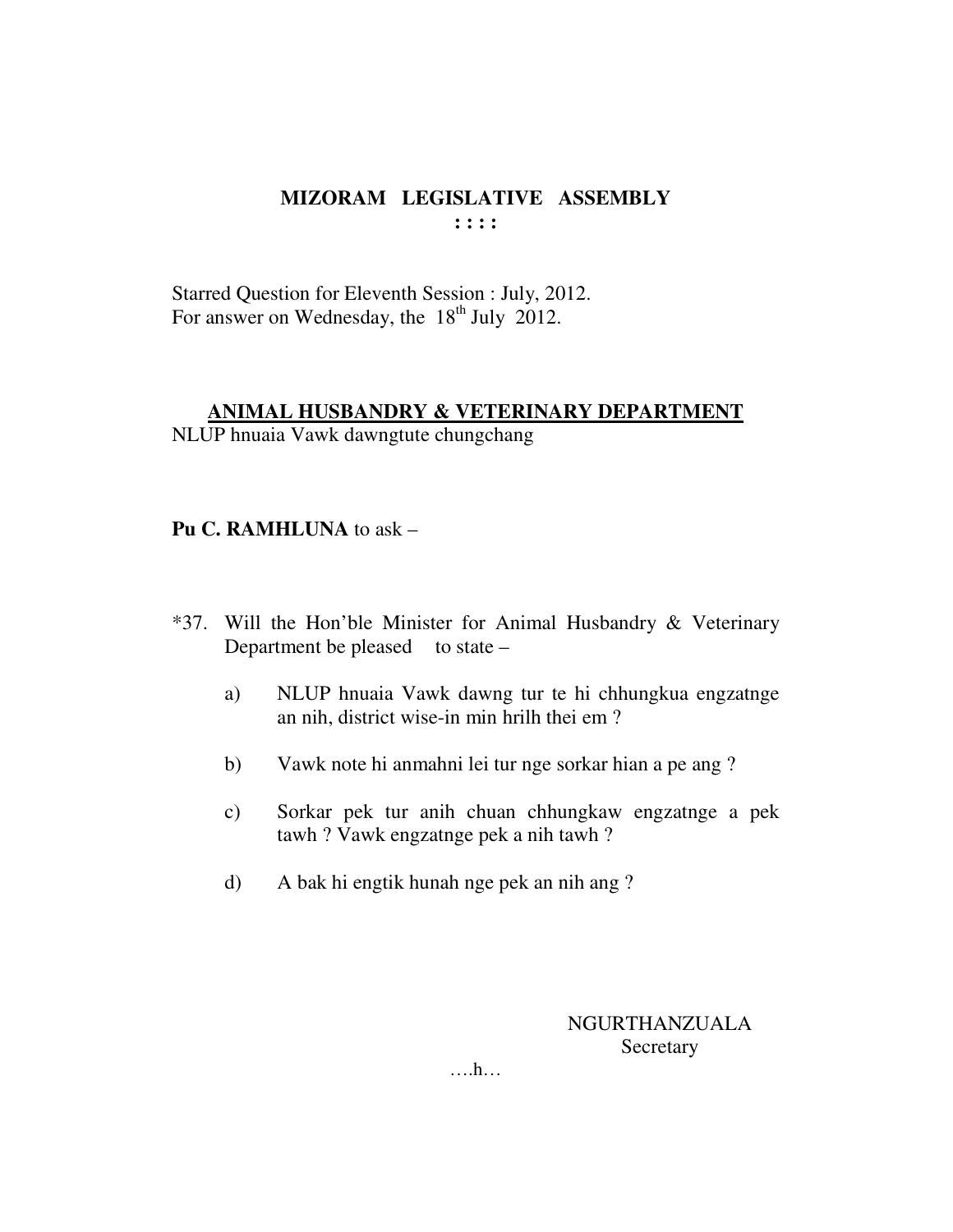# MIZORAM LEGISLATIVE ASSEMBLY

**: : : :**

Starred Question for Eleventh Session : July, 2012.
For answer on Wednesday, the 18th July 2012.

## ANIMAL HUSBANDRY & VETERINARY DEPARTMENT

NLUP hnuaia Vawk dawngtute chungchang

**Pu C. RAMHLUNA** to ask –

*37. Will the Hon'ble Minister for Animal Husbandry & Veterinary Department be pleased to state –

a) NLUP hnuaia Vawk dawng tur te hi chhungkua engzatnge an nih, district wise-in min hrilh thei em ?

b) Vawk note hi anmahni lei tur nge sorkar hian a pe ang ?

c) Sorkar pek tur anih chuan chhungkaw engzatnge a pek tawh ? Vawk engzatnge pek a nih tawh ?

d) A bak hi engtik hunah nge pek an nih ang ?

NGURTHANZUALA
Secretary

….h…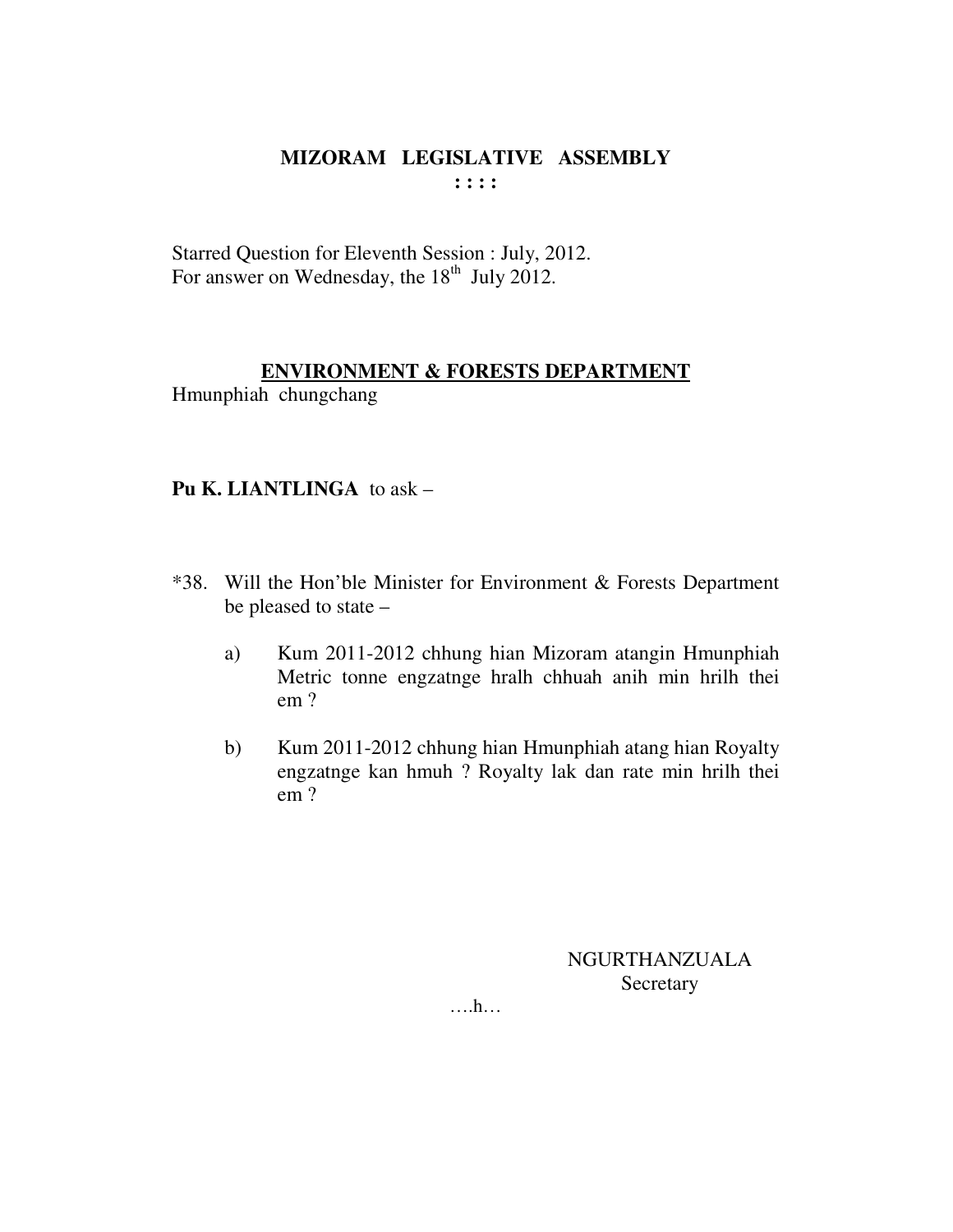# MIZORAM LEGISLATIVE ASSEMBLY

**: : : :**

Starred Question for Eleventh Session : July, 2012.
For answer on Wednesday, the 18th July 2012.

## ENVIRONMENT & FORESTS DEPARTMENT

Hmunphiah chungchang

**Pu K. LIANTLINGA** to ask –

*38. Will the Hon'ble Minister for Environment & Forests Department be pleased to state –

a) Kum 2011-2012 chhung hian Mizoram atangin Hmunphiah Metric tonne engzatnge hralh chhuah anih min hrilh thei em ?

b) Kum 2011-2012 chhung hian Hmunphiah atang hian Royalty engzatnge kan hmuh ? Royalty lak dan rate min hrilh thei em ?

NGURTHANZUALA
Secretary

….h…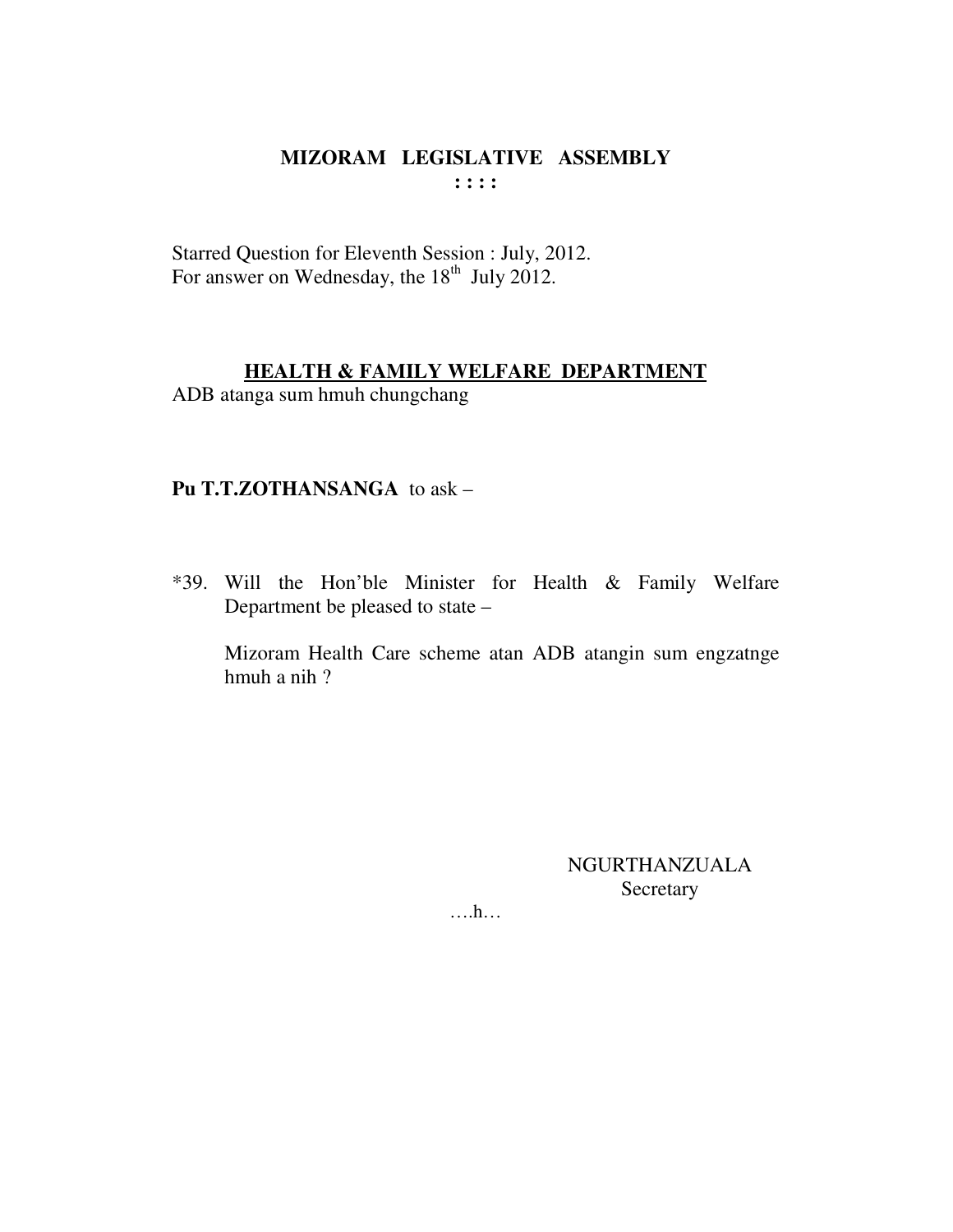# MIZORAM LEGISLATIVE ASSEMBLY

**: : : :**

Starred Question for Eleventh Session : July, 2012.
For answer on Wednesday, the 18th July 2012.

## HEALTH & FAMILY WELFARE DEPARTMENT

ADB atanga sum hmuh chungchang

**Pu T.T.ZOTHANSANGA** to ask –

*39. Will the Hon'ble Minister for Health & Family Welfare Department be pleased to state –

Mizoram Health Care scheme atan ADB atangin sum engzatnge hmuh a nih ?

NGURTHANZUALA
Secretary

….h…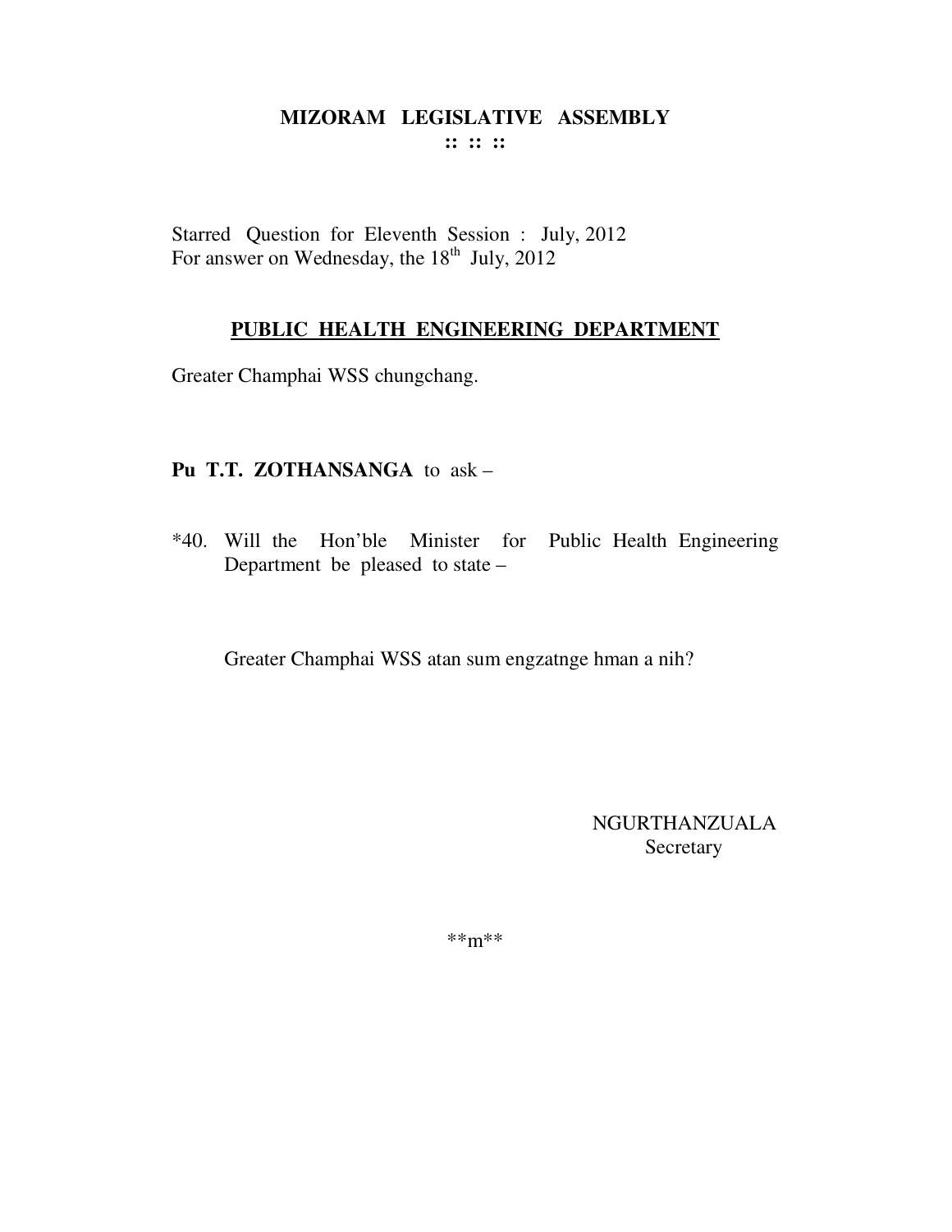# MIZORAM LEGISLATIVE ASSEMBLY

:: :: ::

Starred Question for Eleventh Session : July, 2012
For answer on Wednesday, the 18th July, 2012

## PUBLIC HEALTH ENGINEERING DEPARTMENT

Greater Champhai WSS chungchang.

**Pu T.T. ZOTHANSANGA** to ask –

*40. Will the Hon'ble Minister for Public Health Engineering Department be pleased to state –

Greater Champhai WSS atan sum engzatnge hman a nih?

NGURTHANZUALA
Secretary

**m**